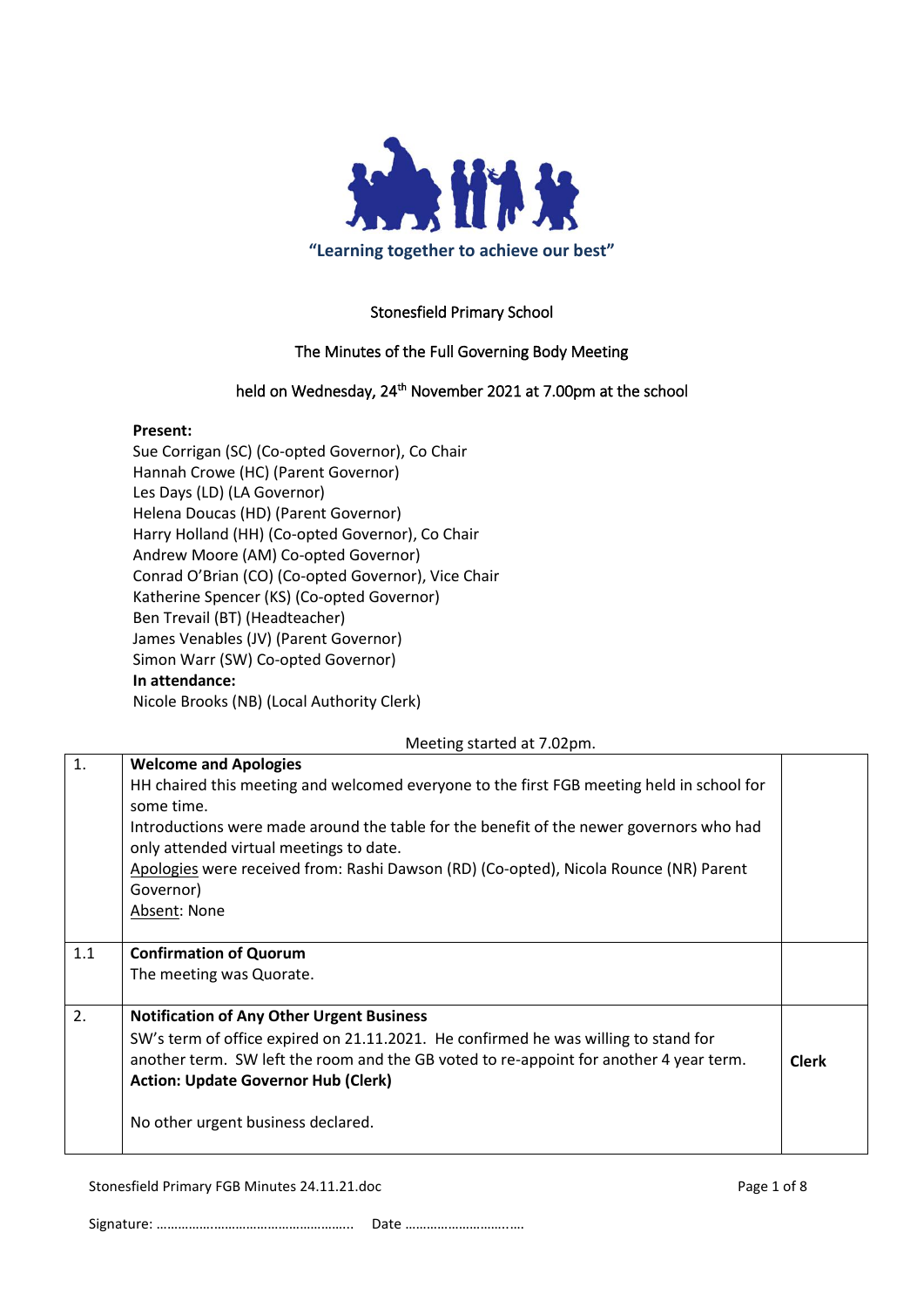"Learning together to achieve our best"

# Stonesfield Primary School

## The Minutes of the Full Governing Body Meeting

### held on Wednesday, 24th November 2021 at 7.00pm at the school

**Present:**
Sue Corrigan (SC) (Co-opted Governor), Co Chair
Hannah Crowe (HC) (Parent Governor)
Les Days (LD) (LA Governor)
Helena Doucas (HD) (Parent Governor)
Harry Holland (HH) (Co-opted Governor), Co Chair
Andrew Moore (AM) Co-opted Governor)
Conrad O'Brian (CO) (Co-opted Governor), Vice Chair
Katherine Spencer (KS) (Co-opted Governor)
Ben Trevail (BT) (Headteacher)
James Venables (JV) (Parent Governor)
Simon Warr (SW) Co-opted Governor)
**In attendance:**
Nicole Brooks (NB) (Local Authority Clerk)

Meeting started at 7.02pm.

| | | |
|---|---|---|
| 1. | **Welcome and Apologies**<br>HH chaired this meeting and welcomed everyone to the first FGB meeting held in school for some time.<br>Introductions were made around the table for the benefit of the newer governors who had only attended virtual meetings to date.<br>Apologies were received from: Rashi Dawson (RD) (Co-opted), Nicola Rounce (NR) Parent Governor)<br>Absent: None | |
| 1.1 | **Confirmation of Quorum**<br>The meeting was Quorate. | |
| 2. | **Notification of Any Other Urgent Business**<br>SW's term of office expired on 21.11.2021. He confirmed he was willing to stand for another term. SW left the room and the GB voted to re-appoint for another 4 year term.<br>**Action: Update Governor Hub (Clerk)**<br><br>No other urgent business declared. | **Clerk** |

Signature: ……………………………………………….. Date ……………………….….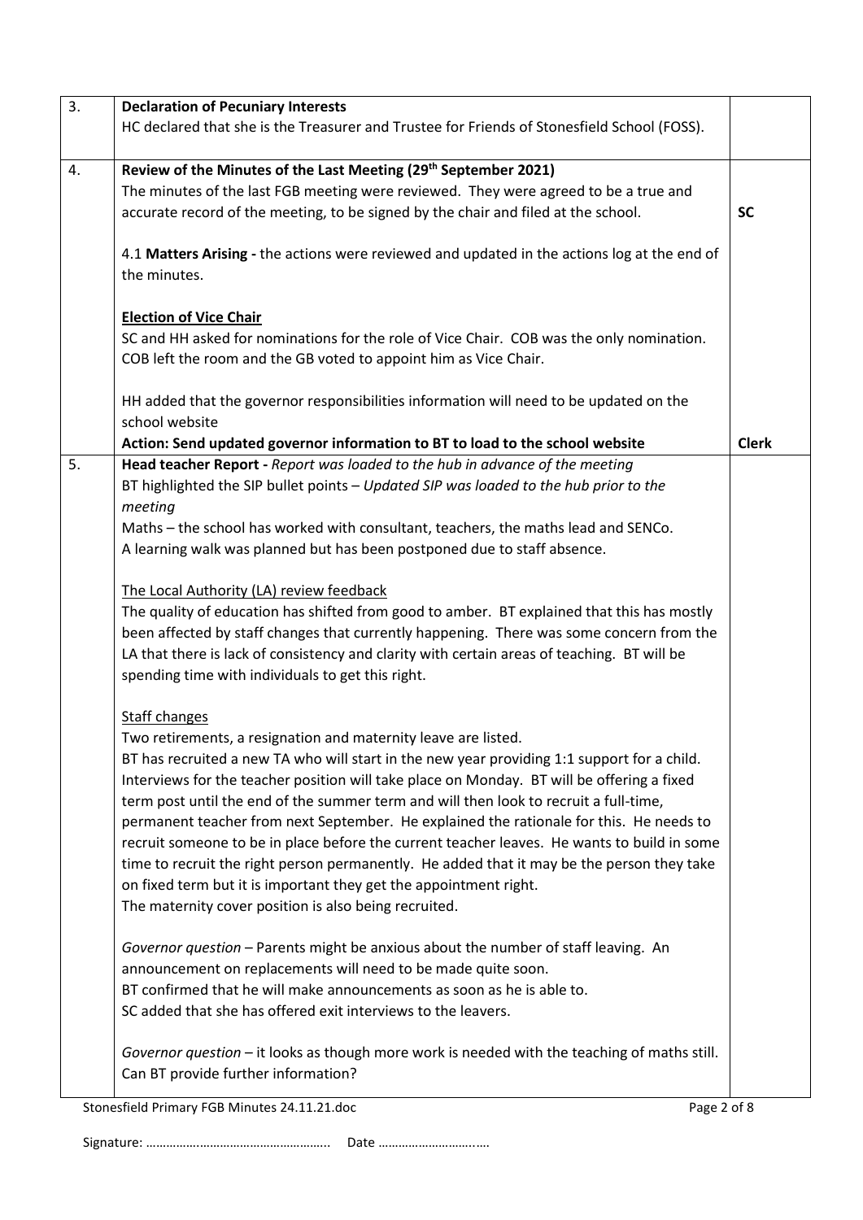| | | |
|---|---|---|
| 3. | **Declaration of Pecuniary Interests**<br>HC declared that she is the Treasurer and Trustee for Friends of Stonesfield School (FOSS). | |
| 4. | **Review of the Minutes of the Last Meeting (29th September 2021)**<br>The minutes of the last FGB meeting were reviewed. They were agreed to be a true and accurate record of the meeting, to be signed by the chair and filed at the school.<br><br>4.1 **Matters Arising -** the actions were reviewed and updated in the actions log at the end of the minutes.<br><br>**Election of Vice Chair**<br>SC and HH asked for nominations for the role of Vice Chair. COB was the only nomination. COB left the room and the GB voted to appoint him as Vice Chair.<br><br>HH added that the governor responsibilities information will need to be updated on the school website<br>**Action: Send updated governor information to BT to load to the school website** | **SC**<br><br><br><br><br><br><br><br><br>**Clerk** |
| 5. | **Head teacher Report -** *Report was loaded to the hub in advance of the meeting*<br>BT highlighted the SIP bullet points – *Updated SIP was loaded to the hub prior to the meeting*<br>Maths – the school has worked with consultant, teachers, the maths lead and SENCo. A learning walk was planned but has been postponed due to staff absence.<br><br>The Local Authority (LA) review feedback<br>The quality of education has shifted from good to amber. BT explained that this has mostly been affected by staff changes that currently happening. There was some concern from the LA that there is lack of consistency and clarity with certain areas of teaching. BT will be spending time with individuals to get this right.<br><br>Staff changes<br>Two retirements, a resignation and maternity leave are listed.<br>BT has recruited a new TA who will start in the new year providing 1:1 support for a child. Interviews for the teacher position will take place on Monday. BT will be offering a fixed term post until the end of the summer term and will then look to recruit a full-time, permanent teacher from next September. He explained the rationale for this. He needs to recruit someone to be in place before the current teacher leaves. He wants to build in some time to recruit the right person permanently. He added that it may be the person they take on fixed term but it is important they get the appointment right.<br>The maternity cover position is also being recruited.<br><br>*Governor question* – Parents might be anxious about the number of staff leaving. An announcement on replacements will need to be made quite soon.<br>BT confirmed that he will make announcements as soon as he is able to.<br>SC added that she has offered exit interviews to the leavers.<br><br>*Governor question* – it looks as though more work is needed with the teaching of maths still. Can BT provide further information? | |

Signature: ……………………………………………….. Date ……………………….….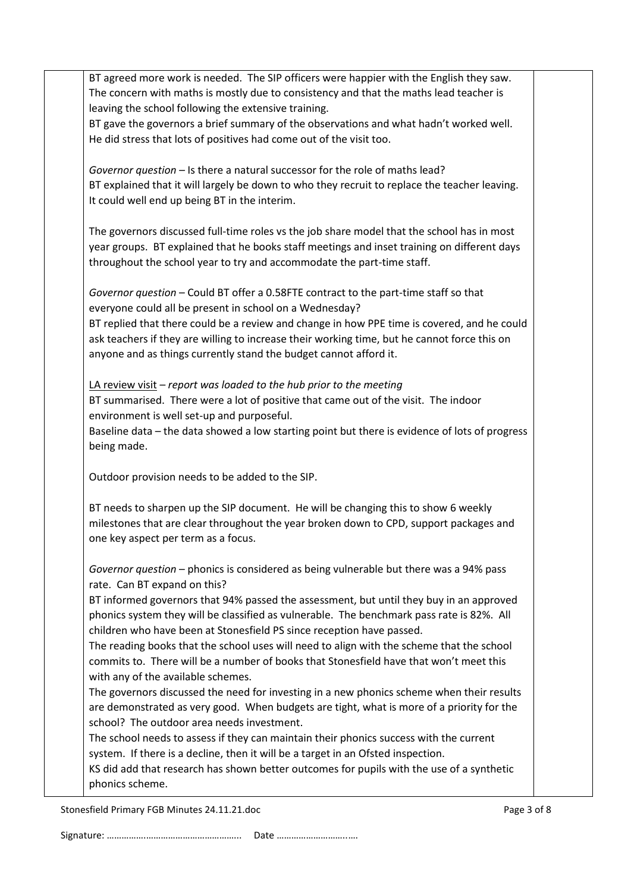BT agreed more work is needed. The SIP officers were happier with the English they saw. The concern with maths is mostly due to consistency and that the maths lead teacher is leaving the school following the extensive training.
BT gave the governors a brief summary of the observations and what hadn't worked well. He did stress that lots of positives had come out of the visit too.

*Governor question* – Is there a natural successor for the role of maths lead?
BT explained that it will largely be down to who they recruit to replace the teacher leaving. It could well end up being BT in the interim.

The governors discussed full-time roles vs the job share model that the school has in most year groups. BT explained that he books staff meetings and inset training on different days throughout the school year to try and accommodate the part-time staff.

*Governor question* – Could BT offer a 0.58FTE contract to the part-time staff so that everyone could all be present in school on a Wednesday?
BT replied that there could be a review and change in how PPE time is covered, and he could ask teachers if they are willing to increase their working time, but he cannot force this on anyone and as things currently stand the budget cannot afford it.

<u>LA review visit</u> – *report was loaded to the hub prior to the meeting*
BT summarised. There were a lot of positive that came out of the visit. The indoor environment is well set-up and purposeful.
Baseline data – the data showed a low starting point but there is evidence of lots of progress being made.

Outdoor provision needs to be added to the SIP.

BT needs to sharpen up the SIP document. He will be changing this to show 6 weekly milestones that are clear throughout the year broken down to CPD, support packages and one key aspect per term as a focus.

*Governor question* – phonics is considered as being vulnerable but there was a 94% pass rate. Can BT expand on this?
BT informed governors that 94% passed the assessment, but until they buy in an approved phonics system they will be classified as vulnerable. The benchmark pass rate is 82%. All children who have been at Stonesfield PS since reception have passed.
The reading books that the school uses will need to align with the scheme that the school commits to. There will be a number of books that Stonesfield have that won't meet this with any of the available schemes.
The governors discussed the need for investing in a new phonics scheme when their results are demonstrated as very good. When budgets are tight, what is more of a priority for the school? The outdoor area needs investment.
The school needs to assess if they can maintain their phonics success with the current system. If there is a decline, then it will be a target in an Ofsted inspection.
KS did add that research has shown better outcomes for pupils with the use of a synthetic phonics scheme.

Signature: …………………………………………….. Date ………………………..….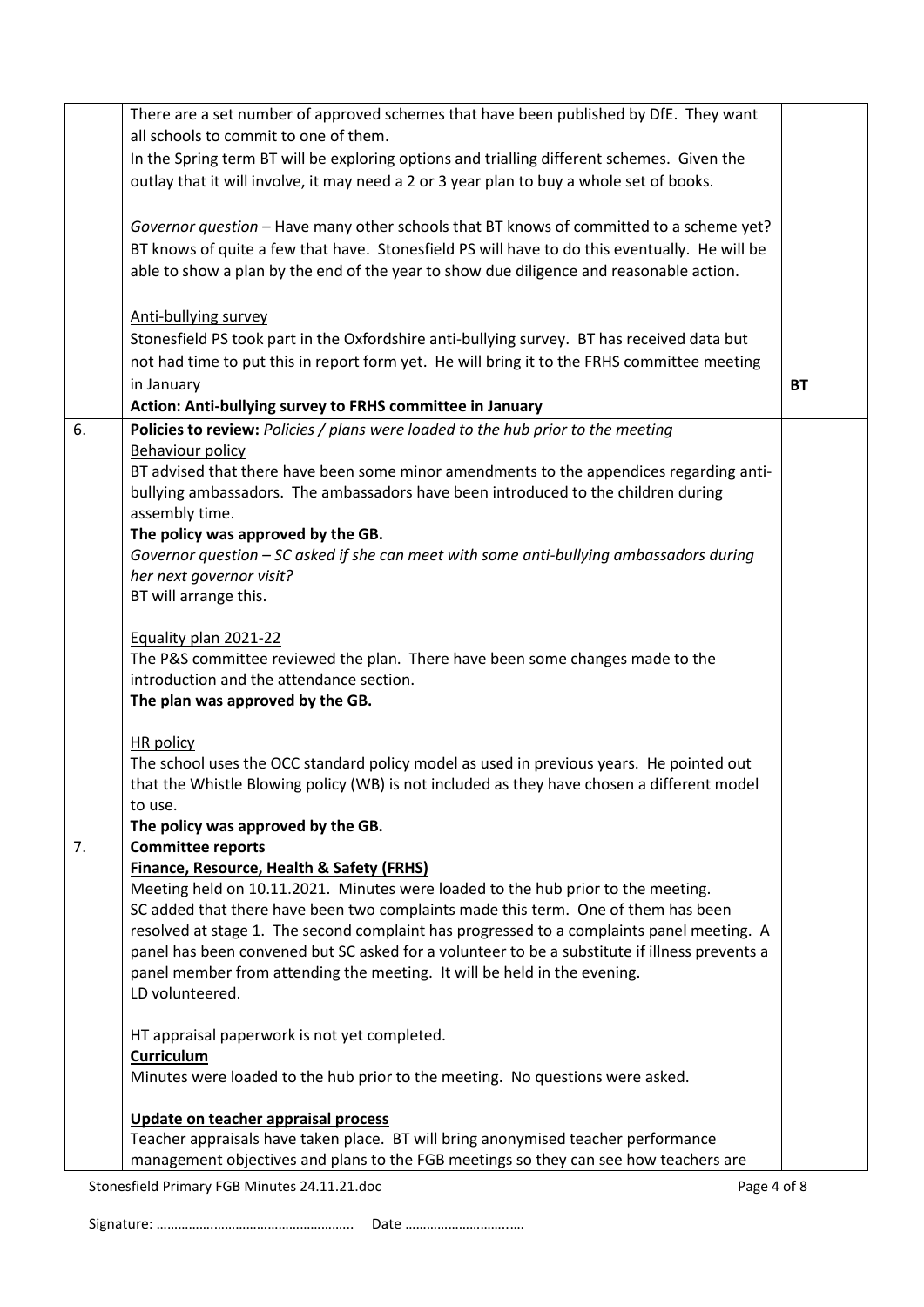| | | |
|---|---|---|
| | There are a set number of approved schemes that have been published by DfE. They want all schools to commit to one of them.<br>In the Spring term BT will be exploring options and trialling different schemes. Given the outlay that it will involve, it may need a 2 or 3 year plan to buy a whole set of books.<br><br>*Governor question* – Have many other schools that BT knows of committed to a scheme yet? BT knows of quite a few that have. Stonesfield PS will have to do this eventually. He will be able to show a plan by the end of the year to show due diligence and reasonable action.<br><br><u>Anti-bullying survey</u><br>Stonesfield PS took part in the Oxfordshire anti-bullying survey. BT has received data but not had time to put this in report form yet. He will bring it to the FRHS committee meeting in January<br>**Action: Anti-bullying survey to FRHS committee in January** | **BT** |
| 6. | **Policies to review:** *Policies / plans were loaded to the hub prior to the meeting*<br><u>Behaviour policy</u><br>BT advised that there have been some minor amendments to the appendices regarding anti-bullying ambassadors. The ambassadors have been introduced to the children during assembly time.<br>**The policy was approved by the GB.**<br>*Governor question – SC asked if she can meet with some anti-bullying ambassadors during her next governor visit?*<br>BT will arrange this.<br><br><u>Equality plan 2021-22</u><br>The P&S committee reviewed the plan. There have been some changes made to the introduction and the attendance section.<br>**The plan was approved by the GB.**<br><br><u>HR policy</u><br>The school uses the OCC standard policy model as used in previous years. He pointed out that the Whistle Blowing policy (WB) is not included as they have chosen a different model to use.<br>**The policy was approved by the GB.** | |
| 7. | **Committee reports**<br>**<u>Finance, Resource, Health & Safety (FRHS)</u>**<br>Meeting held on 10.11.2021. Minutes were loaded to the hub prior to the meeting.<br>SC added that there have been two complaints made this term. One of them has been resolved at stage 1. The second complaint has progressed to a complaints panel meeting. A panel has been convened but SC asked for a volunteer to be a substitute if illness prevents a panel member from attending the meeting. It will be held in the evening.<br>LD volunteered.<br><br>HT appraisal paperwork is not yet completed.<br>**<u>Curriculum</u>**<br>Minutes were loaded to the hub prior to the meeting. No questions were asked.<br><br>**<u>Update on teacher appraisal process</u>**<br>Teacher appraisals have taken place. BT will bring anonymised teacher performance management objectives and plans to the FGB meetings so they can see how teachers are | |

Signature: …………………………………………….. Date ……………………….….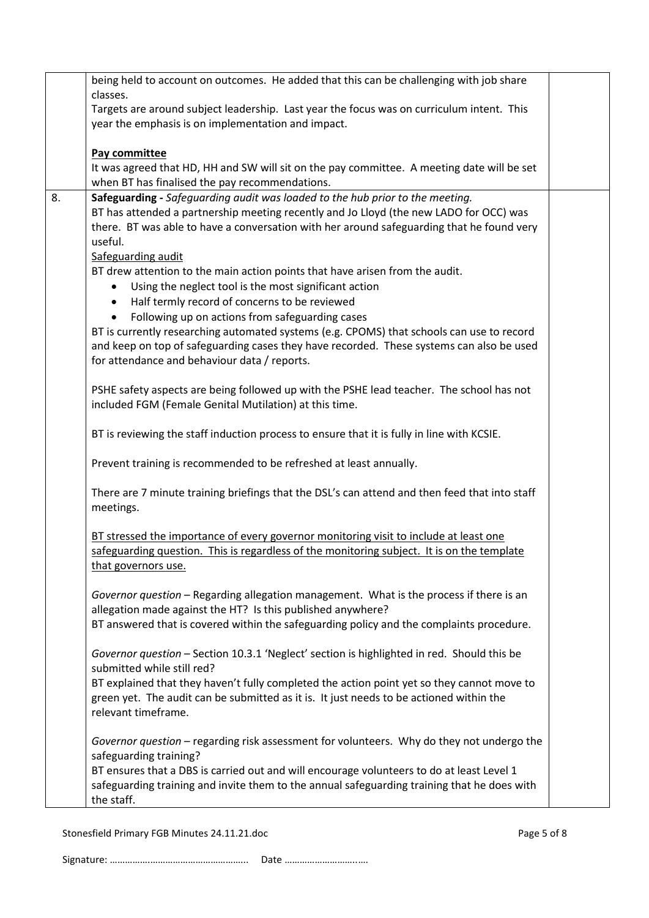| | | |
|---|---|---|
| | being held to account on outcomes. He added that this can be challenging with job share classes.<br>Targets are around subject leadership. Last year the focus was on curriculum intent. This year the emphasis is on implementation and impact.<br><br>**Pay committee**<br>It was agreed that HD, HH and SW will sit on the pay committee. A meeting date will be set when BT has finalised the pay recommendations. | |
| 8. | **Safeguarding -** *Safeguarding audit was loaded to the hub prior to the meeting.*<br>BT has attended a partnership meeting recently and Jo Lloyd (the new LADO for OCC) was there. BT was able to have a conversation with her around safeguarding that he found very useful.<br>Safeguarding audit<br>BT drew attention to the main action points that have arisen from the audit.<br>• Using the neglect tool is the most significant action<br>• Half termly record of concerns to be reviewed<br>• Following up on actions from safeguarding cases<br>BT is currently researching automated systems (e.g. CPOMS) that schools can use to record and keep on top of safeguarding cases they have recorded. These systems can also be used for attendance and behaviour data / reports.<br><br>PSHE safety aspects are being followed up with the PSHE lead teacher. The school has not included FGM (Female Genital Mutilation) at this time.<br><br>BT is reviewing the staff induction process to ensure that it is fully in line with KCSIE.<br><br>Prevent training is recommended to be refreshed at least annually.<br><br>There are 7 minute training briefings that the DSL's can attend and then feed that into staff meetings.<br><br>BT stressed the importance of every governor monitoring visit to include at least one safeguarding question. This is regardless of the monitoring subject. It is on the template that governors use.<br><br>*Governor question* – Regarding allegation management. What is the process if there is an allegation made against the HT? Is this published anywhere?<br>BT answered that is covered within the safeguarding policy and the complaints procedure.<br><br>*Governor question* – Section 10.3.1 'Neglect' section is highlighted in red. Should this be submitted while still red?<br>BT explained that they haven't fully completed the action point yet so they cannot move to green yet. The audit can be submitted as it is. It just needs to be actioned within the relevant timeframe.<br><br>*Governor question* – regarding risk assessment for volunteers. Why do they not undergo the safeguarding training?<br>BT ensures that a DBS is carried out and will encourage volunteers to do at least Level 1 safeguarding training and invite them to the annual safeguarding training that he does with the staff. | |

Signature: …………………………………………….. Date ……………………….….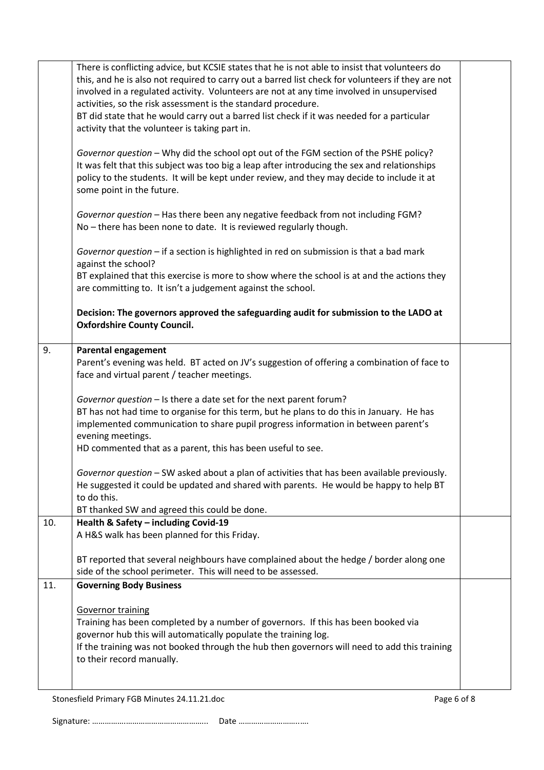| | | |
|---|---|---|
| | There is conflicting advice, but KCSIE states that he is not able to insist that volunteers do this, and he is also not required to carry out a barred list check for volunteers if they are not involved in a regulated activity. Volunteers are not at any time involved in unsupervised activities, so the risk assessment is the standard procedure.<br>BT did state that he would carry out a barred list check if it was needed for a particular activity that the volunteer is taking part in.<br><br>*Governor question* – Why did the school opt out of the FGM section of the PSHE policy?<br>It was felt that this subject was too big a leap after introducing the sex and relationships policy to the students. It will be kept under review, and they may decide to include it at some point in the future.<br><br>*Governor question* – Has there been any negative feedback from not including FGM?<br>No – there has been none to date. It is reviewed regularly though.<br><br>*Governor question* – if a section is highlighted in red on submission is that a bad mark against the school?<br>BT explained that this exercise is more to show where the school is at and the actions they are committing to. It isn't a judgement against the school.<br><br>**Decision: The governors approved the safeguarding audit for submission to the LADO at Oxfordshire County Council.** | |
| 9. | **Parental engagement**<br>Parent's evening was held. BT acted on JV's suggestion of offering a combination of face to face and virtual parent / teacher meetings.<br><br>*Governor question* – Is there a date set for the next parent forum?<br>BT has not had time to organise for this term, but he plans to do this in January. He has implemented communication to share pupil progress information in between parent's evening meetings.<br>HD commented that as a parent, this has been useful to see.<br><br>*Governor question* – SW asked about a plan of activities that has been available previously. He suggested it could be updated and shared with parents. He would be happy to help BT to do this.<br>BT thanked SW and agreed this could be done. | |
| 10. | **Health & Safety – including Covid-19**<br>A H&S walk has been planned for this Friday.<br><br>BT reported that several neighbours have complained about the hedge / border along one side of the school perimeter. This will need to be assessed. | |
| 11. | **Governing Body Business**<br><br><u>Governor training</u><br>Training has been completed by a number of governors. If this has been booked via governor hub this will automatically populate the training log.<br>If the training was not booked through the hub then governors will need to add this training to their record manually. | |

Signature: …………………………………………….. Date ………………………..….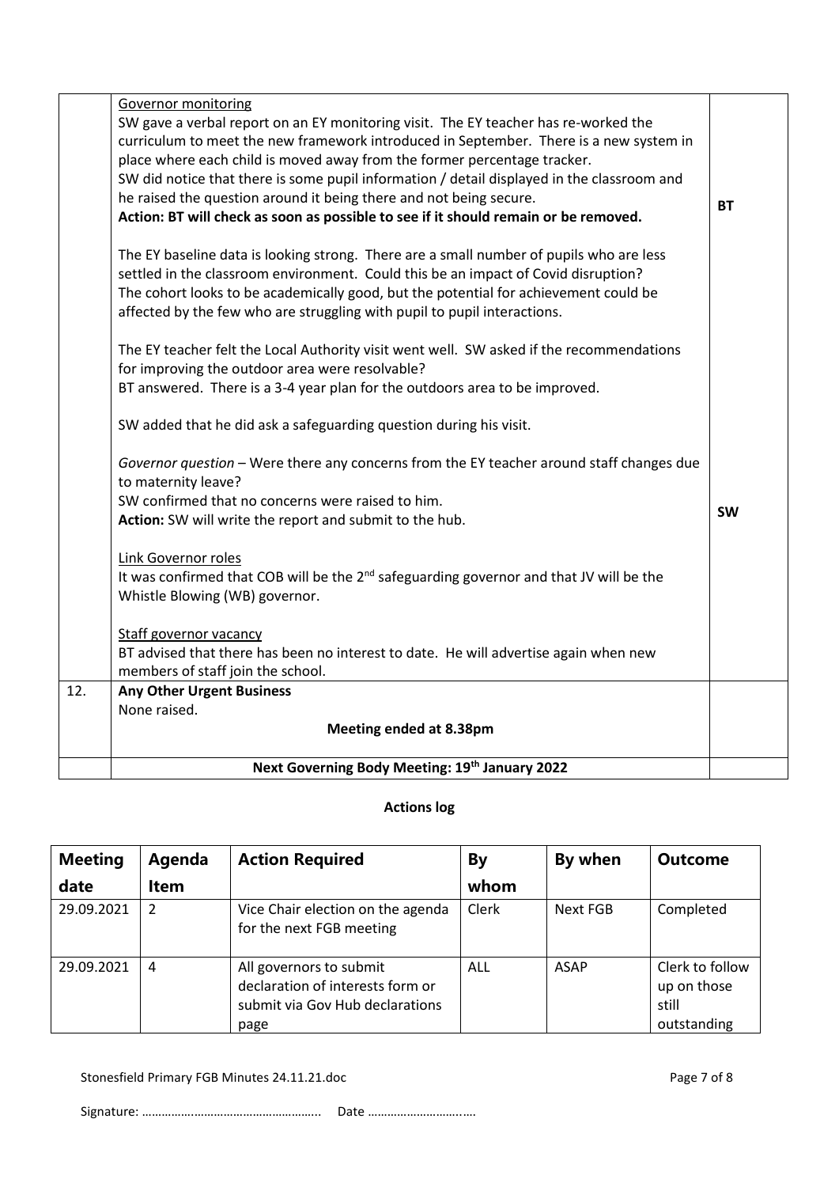| | | |
|---|---|---|
| | Governor monitoring<br>SW gave a verbal report on an EY monitoring visit. The EY teacher has re-worked the curriculum to meet the new framework introduced in September. There is a new system in place where each child is moved away from the former percentage tracker.<br>SW did notice that there is some pupil information / detail displayed in the classroom and he raised the question around it being there and not being secure.<br>**Action: BT will check as soon as possible to see if it should remain or be removed.**<br><br>The EY baseline data is looking strong. There are a small number of pupils who are less settled in the classroom environment. Could this be an impact of Covid disruption?<br>The cohort looks to be academically good, but the potential for achievement could be affected by the few who are struggling with pupil to pupil interactions.<br><br>The EY teacher felt the Local Authority visit went well. SW asked if the recommendations for improving the outdoor area were resolvable?<br>BT answered. There is a 3-4 year plan for the outdoors area to be improved.<br><br>SW added that he did ask a safeguarding question during his visit.<br><br>*Governor question* – Were there any concerns from the EY teacher around staff changes due to maternity leave?<br>SW confirmed that no concerns were raised to him.<br>**Action:** SW will write the report and submit to the hub.<br><br>Link Governor roles<br>It was confirmed that COB will be the 2nd safeguarding governor and that JV will be the Whistle Blowing (WB) governor.<br><br>Staff governor vacancy<br>BT advised that there has been no interest to date. He will advertise again when new members of staff join the school. | **BT**<br><br><br><br><br><br><br><br><br><br>**SW** |
| 12. | **Any Other Urgent Business**<br>None raised.<br>**Meeting ended at 8.38pm** | |
| | **Next Governing Body Meeting: 19th January 2022** | |

**Actions log**

| Meeting date | Agenda Item | Action Required | By whom | By when | Outcome |
|---|---|---|---|---|---|
| 29.09.2021 | 2 | Vice Chair election on the agenda for the next FGB meeting | Clerk | Next FGB | Completed |
| 29.09.2021 | 4 | All governors to submit declaration of interests form or submit via Gov Hub declarations page | ALL | ASAP | Clerk to follow up on those still outstanding |

Signature: ……………………………………………….. Date ……………………….….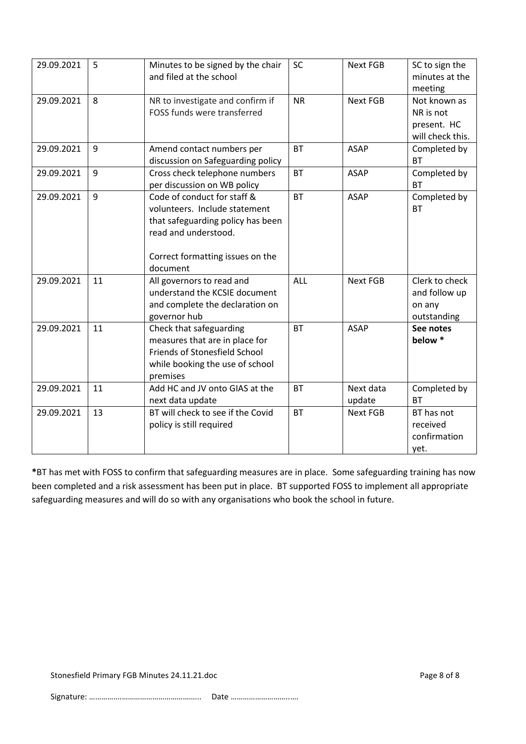| | | | | | |
|---|---|---|---|---|---|
| 29.09.2021 | 5 | Minutes to be signed by the chair and filed at the school | SC | Next FGB | SC to sign the minutes at the meeting |
| 29.09.2021 | 8 | NR to investigate and confirm if FOSS funds were transferred | NR | Next FGB | Not known as NR is not present. HC will check this. |
| 29.09.2021 | 9 | Amend contact numbers per discussion on Safeguarding policy | BT | ASAP | Completed by BT |
| 29.09.2021 | 9 | Cross check telephone numbers per discussion on WB policy | BT | ASAP | Completed by BT |
| 29.09.2021 | 9 | Code of conduct for staff & volunteers. Include statement that safeguarding policy has been read and understood.<br><br>Correct formatting issues on the document | BT | ASAP | Completed by BT |
| 29.09.2021 | 11 | All governors to read and understand the KCSIE document and complete the declaration on governor hub | ALL | Next FGB | Clerk to check and follow up on any outstanding |
| 29.09.2021 | 11 | Check that safeguarding measures that are in place for Friends of Stonesfield School while booking the use of school premises | BT | ASAP | **See notes below *** |
| 29.09.2021 | 11 | Add HC and JV onto GIAS at the next data update | BT | Next data update | Completed by BT |
| 29.09.2021 | 13 | BT will check to see if the Covid policy is still required | BT | Next FGB | BT has not received confirmation yet. |

**\***BT has met with FOSS to confirm that safeguarding measures are in place. Some safeguarding training has now been completed and a risk assessment has been put in place. BT supported FOSS to implement all appropriate safeguarding measures and will do so with any organisations who book the school in future.

Signature: ……………………………………………….. Date ………………………..….